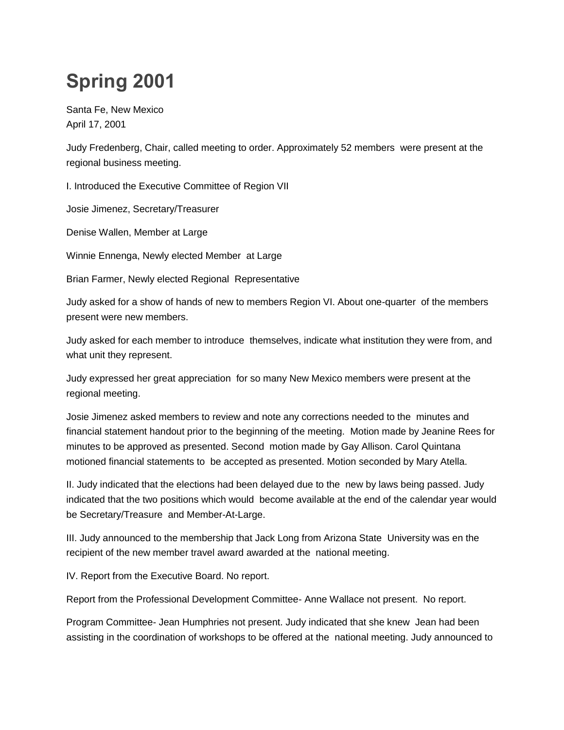# Spring 2001

Santa Fe, New Mexico
April 17, 2001

Judy Fredenberg, Chair, called meeting to order. Approximately 52 members were present at the regional business meeting.

I. Introduced the Executive Committee of Region VII

Josie Jimenez, Secretary/Treasurer

Denise Wallen, Member at Large

Winnie Ennenga, Newly elected Member at Large

Brian Farmer, Newly elected Regional Representative

Judy asked for a show of hands of new to members Region VI. About one-quarter of the members present were new members.

Judy asked for each member to introduce themselves, indicate what institution they were from, and what unit they represent.

Judy expressed her great appreciation for so many New Mexico members were present at the regional meeting.

Josie Jimenez asked members to review and note any corrections needed to the minutes and financial statement handout prior to the beginning of the meeting. Motion made by Jeanine Rees for minutes to be approved as presented. Second motion made by Gay Allison. Carol Quintana motioned financial statements to be accepted as presented. Motion seconded by Mary Atella.

II. Judy indicated that the elections had been delayed due to the new by laws being passed. Judy indicated that the two positions which would become available at the end of the calendar year would be Secretary/Treasure and Member-At-Large.

III. Judy announced to the membership that Jack Long from Arizona State University was en the recipient of the new member travel award awarded at the national meeting.

IV. Report from the Executive Board. No report.

Report from the Professional Development Committee- Anne Wallace not present. No report.

Program Committee- Jean Humphries not present. Judy indicated that she knew Jean had been assisting in the coordination of workshops to be offered at the national meeting. Judy announced to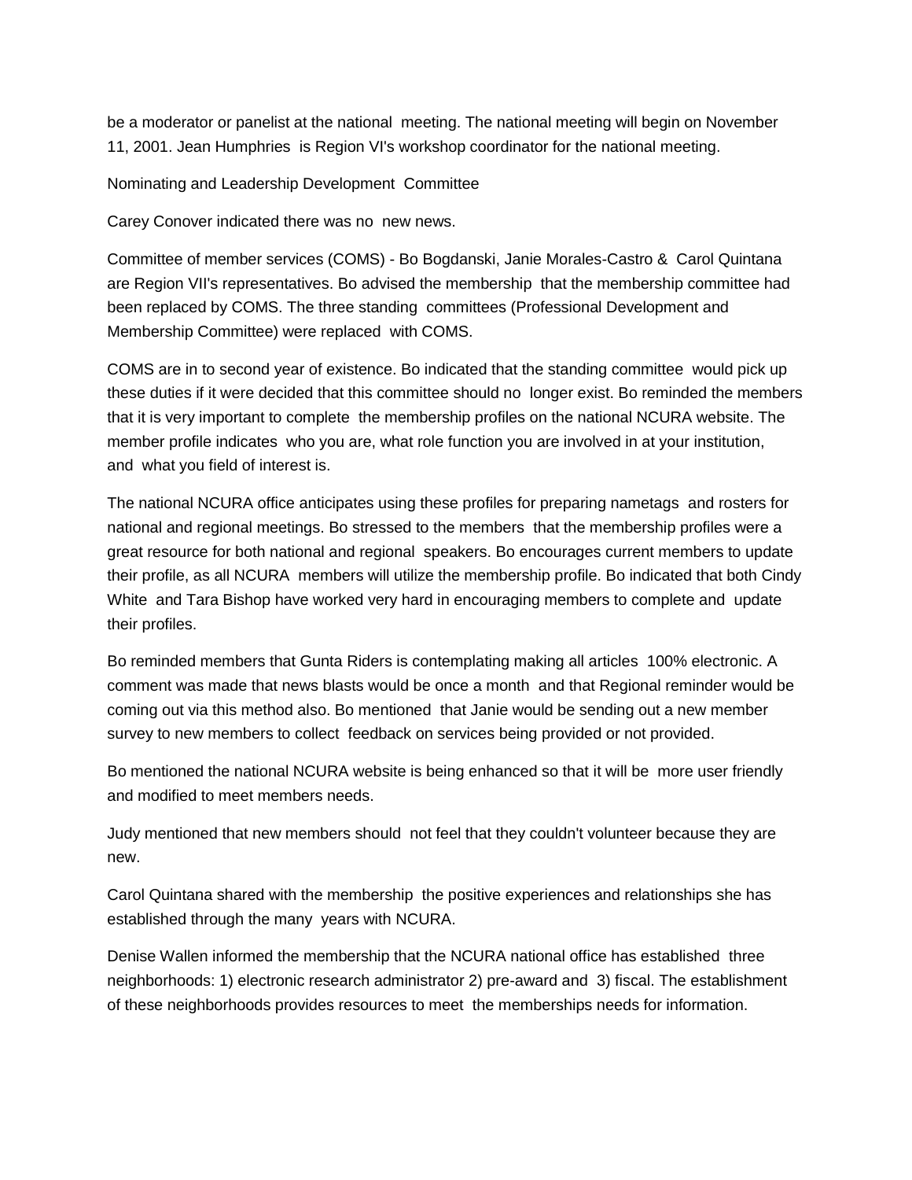be a moderator or panelist at the national meeting. The national meeting will begin on November 11, 2001. Jean Humphries is Region VI's workshop coordinator for the national meeting.

Nominating and Leadership Development Committee

Carey Conover indicated there was no new news.

Committee of member services (COMS) - Bo Bogdanski, Janie Morales-Castro & Carol Quintana are Region VII's representatives. Bo advised the membership that the membership committee had been replaced by COMS. The three standing committees (Professional Development and Membership Committee) were replaced with COMS.

COMS are in to second year of existence. Bo indicated that the standing committee would pick up these duties if it were decided that this committee should no longer exist. Bo reminded the members that it is very important to complete the membership profiles on the national NCURA website. The member profile indicates who you are, what role function you are involved in at your institution, and what you field of interest is.

The national NCURA office anticipates using these profiles for preparing nametags and rosters for national and regional meetings. Bo stressed to the members that the membership profiles were a great resource for both national and regional speakers. Bo encourages current members to update their profile, as all NCURA members will utilize the membership profile. Bo indicated that both Cindy White and Tara Bishop have worked very hard in encouraging members to complete and update their profiles.

Bo reminded members that Gunta Riders is contemplating making all articles 100% electronic. A comment was made that news blasts would be once a month and that Regional reminder would be coming out via this method also. Bo mentioned that Janie would be sending out a new member survey to new members to collect feedback on services being provided or not provided.

Bo mentioned the national NCURA website is being enhanced so that it will be more user friendly and modified to meet members needs.

Judy mentioned that new members should not feel that they couldn't volunteer because they are new.

Carol Quintana shared with the membership the positive experiences and relationships she has established through the many years with NCURA.

Denise Wallen informed the membership that the NCURA national office has established three neighborhoods: 1) electronic research administrator 2) pre-award and 3) fiscal. The establishment of these neighborhoods provides resources to meet the memberships needs for information.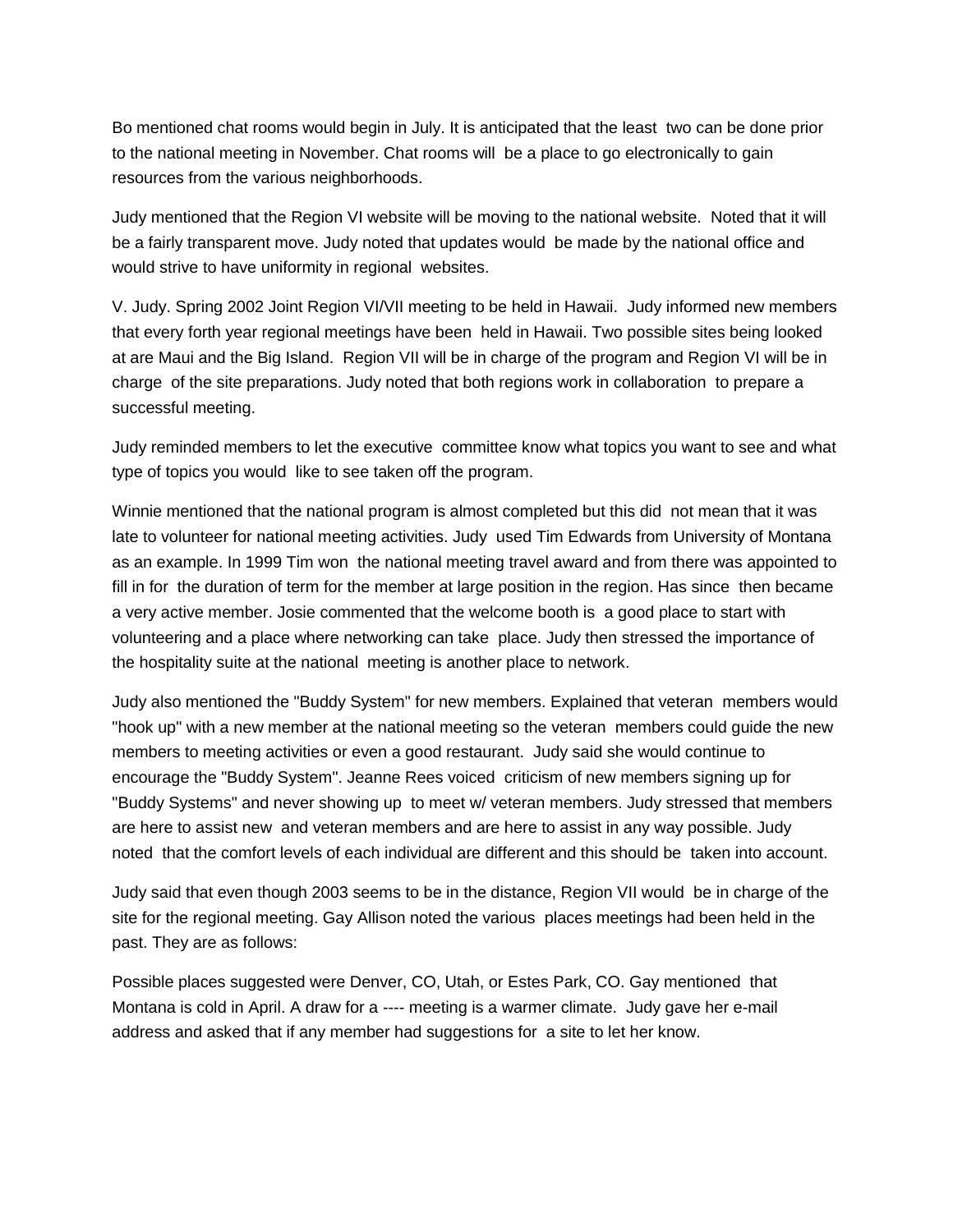Bo mentioned chat rooms would begin in July. It is anticipated that the least two can be done prior to the national meeting in November. Chat rooms will be a place to go electronically to gain resources from the various neighborhoods.

Judy mentioned that the Region VI website will be moving to the national website. Noted that it will be a fairly transparent move. Judy noted that updates would be made by the national office and would strive to have uniformity in regional websites.

V. Judy. Spring 2002 Joint Region VI/VII meeting to be held in Hawaii. Judy informed new members that every forth year regional meetings have been held in Hawaii. Two possible sites being looked at are Maui and the Big Island. Region VII will be in charge of the program and Region VI will be in charge of the site preparations. Judy noted that both regions work in collaboration to prepare a successful meeting.

Judy reminded members to let the executive committee know what topics you want to see and what type of topics you would like to see taken off the program.

Winnie mentioned that the national program is almost completed but this did not mean that it was late to volunteer for national meeting activities. Judy used Tim Edwards from University of Montana as an example. In 1999 Tim won the national meeting travel award and from there was appointed to fill in for the duration of term for the member at large position in the region. Has since then became a very active member. Josie commented that the welcome booth is a good place to start with volunteering and a place where networking can take place. Judy then stressed the importance of the hospitality suite at the national meeting is another place to network.

Judy also mentioned the "Buddy System" for new members. Explained that veteran members would "hook up" with a new member at the national meeting so the veteran members could guide the new members to meeting activities or even a good restaurant. Judy said she would continue to encourage the "Buddy System". Jeanne Rees voiced criticism of new members signing up for "Buddy Systems" and never showing up to meet w/ veteran members. Judy stressed that members are here to assist new and veteran members and are here to assist in any way possible. Judy noted that the comfort levels of each individual are different and this should be taken into account.

Judy said that even though 2003 seems to be in the distance, Region VII would be in charge of the site for the regional meeting. Gay Allison noted the various places meetings had been held in the past. They are as follows:

Possible places suggested were Denver, CO, Utah, or Estes Park, CO. Gay mentioned that Montana is cold in April. A draw for a ---- meeting is a warmer climate. Judy gave her e-mail address and asked that if any member had suggestions for a site to let her know.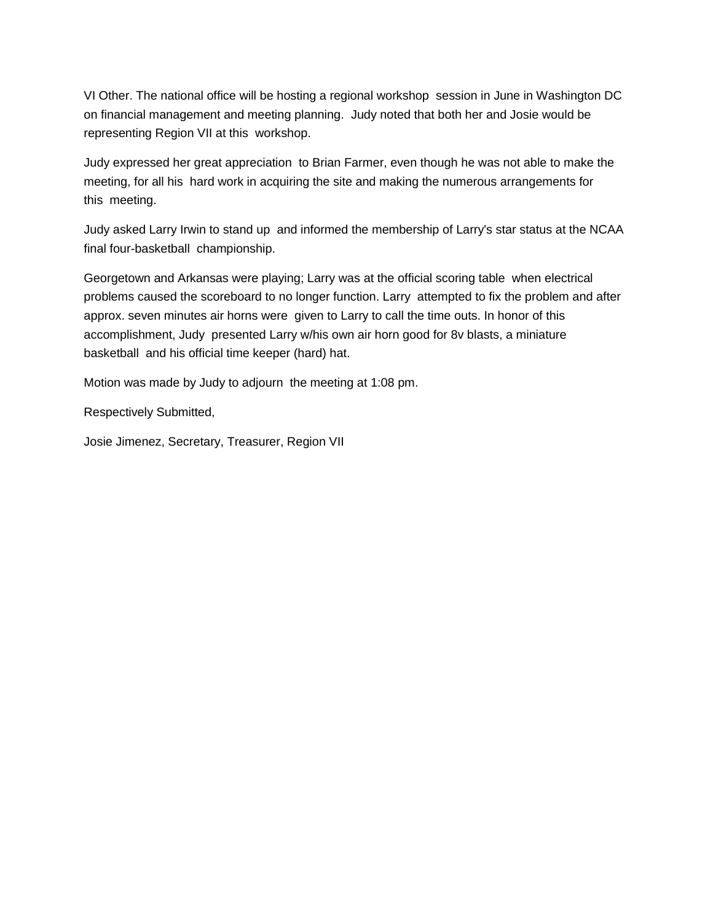VI Other. The national office will be hosting a regional workshop session in June in Washington DC on financial management and meeting planning. Judy noted that both her and Josie would be representing Region VII at this workshop.

Judy expressed her great appreciation to Brian Farmer, even though he was not able to make the meeting, for all his hard work in acquiring the site and making the numerous arrangements for this meeting.

Judy asked Larry Irwin to stand up and informed the membership of Larry's star status at the NCAA final four-basketball championship.

Georgetown and Arkansas were playing; Larry was at the official scoring table when electrical problems caused the scoreboard to no longer function. Larry attempted to fix the problem and after approx. seven minutes air horns were given to Larry to call the time outs. In honor of this accomplishment, Judy presented Larry w/his own air horn good for 8v blasts, a miniature basketball and his official time keeper (hard) hat.

Motion was made by Judy to adjourn the meeting at 1:08 pm.

Respectively Submitted,

Josie Jimenez, Secretary, Treasurer, Region VII